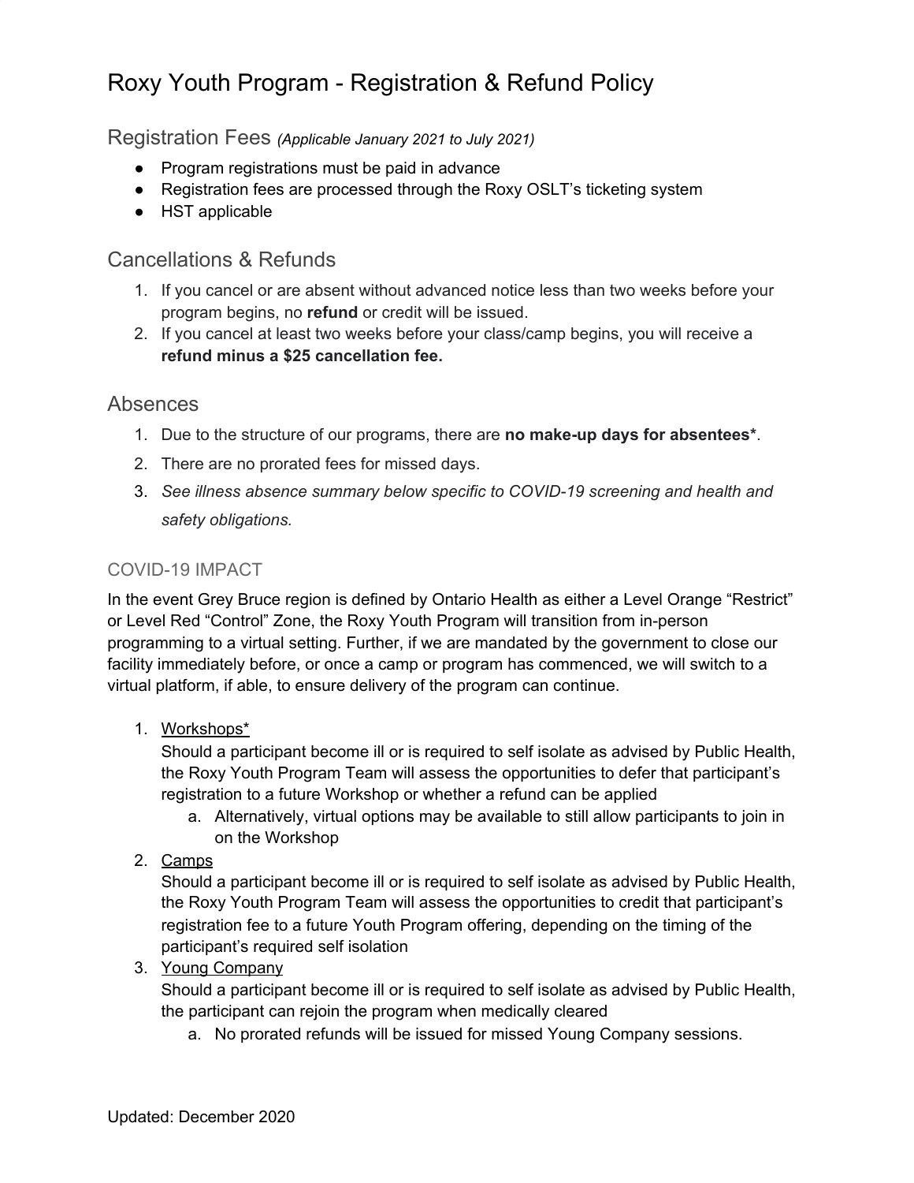# Roxy Youth Program - Registration & Refund Policy

## Registration Fees *(Applicable January 2021 to July 2021)*

- Program registrations must be paid in advance
- Registration fees are processed through the Roxy OSLT's ticketing system
- HST applicable

## Cancellations & Refunds

1. If you cancel or are absent without advanced notice less than two weeks before your program begins, no **refund** or credit will be issued.
2. If you cancel at least two weeks before your class/camp begins, you will receive a **refund minus a $25 cancellation fee.**

## Absences

1. Due to the structure of our programs, there are **no make-up days for absentees***.
2. There are no prorated fees for missed days.
3. *See illness absence summary below specific to COVID-19 screening and health and safety obligations.*

### COVID-19 IMPACT

In the event Grey Bruce region is defined by Ontario Health as either a Level Orange "Restrict" or Level Red "Control" Zone, the Roxy Youth Program will transition from in-person programming to a virtual setting. Further, if we are mandated by the government to close our facility immediately before, or once a camp or program has commenced, we will switch to a virtual platform, if able, to ensure delivery of the program can continue.

1. Workshops*
   Should a participant become ill or is required to self isolate as advised by Public Health, the Roxy Youth Program Team will assess the opportunities to defer that participant's registration to a future Workshop or whether a refund can be applied
   a. Alternatively, virtual options may be available to still allow participants to join in on the Workshop
2. Camps
   Should a participant become ill or is required to self isolate as advised by Public Health, the Roxy Youth Program Team will assess the opportunities to credit that participant's registration fee to a future Youth Program offering, depending on the timing of the participant's required self isolation
3. Young Company
   Should a participant become ill or is required to self isolate as advised by Public Health, the participant can rejoin the program when medically cleared
   a. No prorated refunds will be issued for missed Young Company sessions.

Updated: December 2020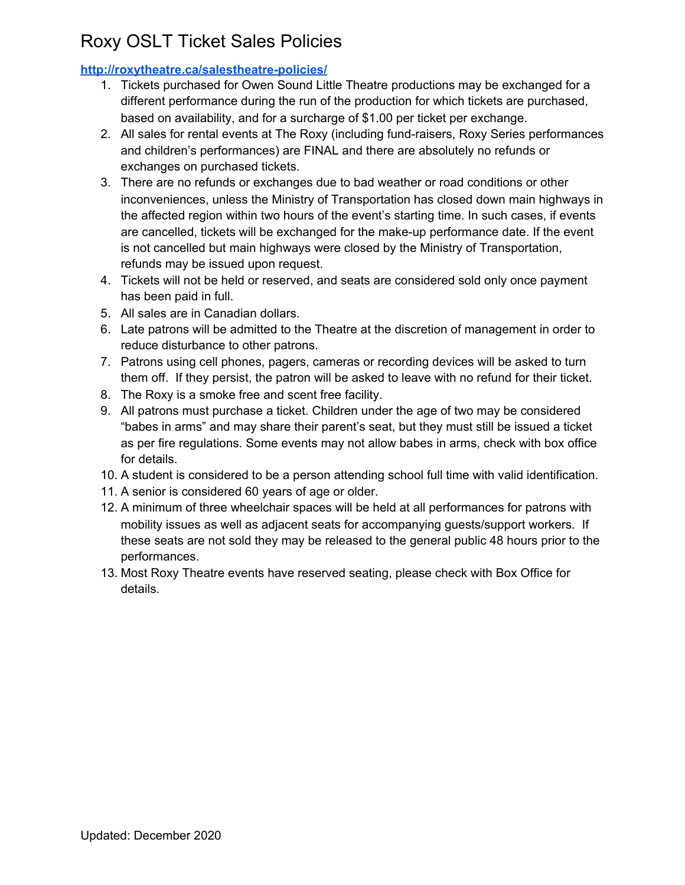# Roxy OSLT Ticket Sales Policies

**http://roxytheatre.ca/salestheatre-policies/**

1. Tickets purchased for Owen Sound Little Theatre productions may be exchanged for a different performance during the run of the production for which tickets are purchased, based on availability, and for a surcharge of $1.00 per ticket per exchange.
2. All sales for rental events at The Roxy (including fund-raisers, Roxy Series performances and children's performances) are FINAL and there are absolutely no refunds or exchanges on purchased tickets.
3. There are no refunds or exchanges due to bad weather or road conditions or other inconveniences, unless the Ministry of Transportation has closed down main highways in the affected region within two hours of the event's starting time. In such cases, if events are cancelled, tickets will be exchanged for the make-up performance date. If the event is not cancelled but main highways were closed by the Ministry of Transportation, refunds may be issued upon request.
4. Tickets will not be held or reserved, and seats are considered sold only once payment has been paid in full.
5. All sales are in Canadian dollars.
6. Late patrons will be admitted to the Theatre at the discretion of management in order to reduce disturbance to other patrons.
7. Patrons using cell phones, pagers, cameras or recording devices will be asked to turn them off. If they persist, the patron will be asked to leave with no refund for their ticket.
8. The Roxy is a smoke free and scent free facility.
9. All patrons must purchase a ticket. Children under the age of two may be considered "babes in arms" and may share their parent's seat, but they must still be issued a ticket as per fire regulations. Some events may not allow babes in arms, check with box office for details.
10. A student is considered to be a person attending school full time with valid identification.
11. A senior is considered 60 years of age or older.
12. A minimum of three wheelchair spaces will be held at all performances for patrons with mobility issues as well as adjacent seats for accompanying guests/support workers. If these seats are not sold they may be released to the general public 48 hours prior to the performances.
13. Most Roxy Theatre events have reserved seating, please check with Box Office for details.

Updated: December 2020